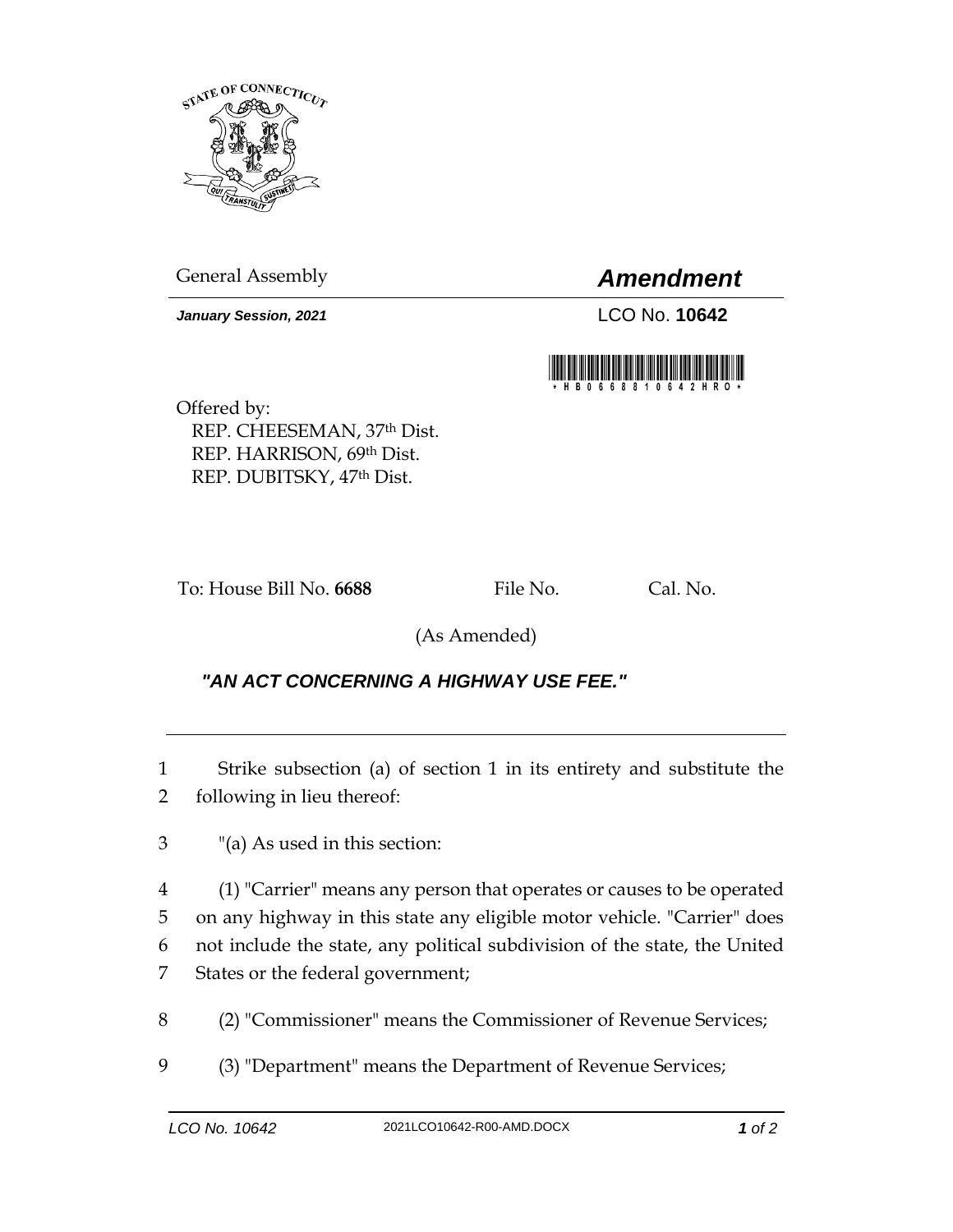General Assembly

# *Amendment*

***January Session, 2021***

LCO No. **10642**

Offered by:
REP. CHEESEMAN, 37th Dist.
REP. HARRISON, 69th Dist.
REP. DUBITSKY, 47th Dist.

To: House Bill No. **6688** File No. Cal. No.

(As Amended)

***"AN ACT CONCERNING A HIGHWAY USE FEE."***

---

1 Strike subsection (a) of section 1 in its entirety and substitute the
2 following in lieu thereof:

3 "(a) As used in this section:

4 (1) "Carrier" means any person that operates or causes to be operated
5 on any highway in this state any eligible motor vehicle. "Carrier" does
6 not include the state, any political subdivision of the state, the United
7 States or the federal government;

8 (2) "Commissioner" means the Commissioner of Revenue Services;

9 (3) "Department" means the Department of Revenue Services;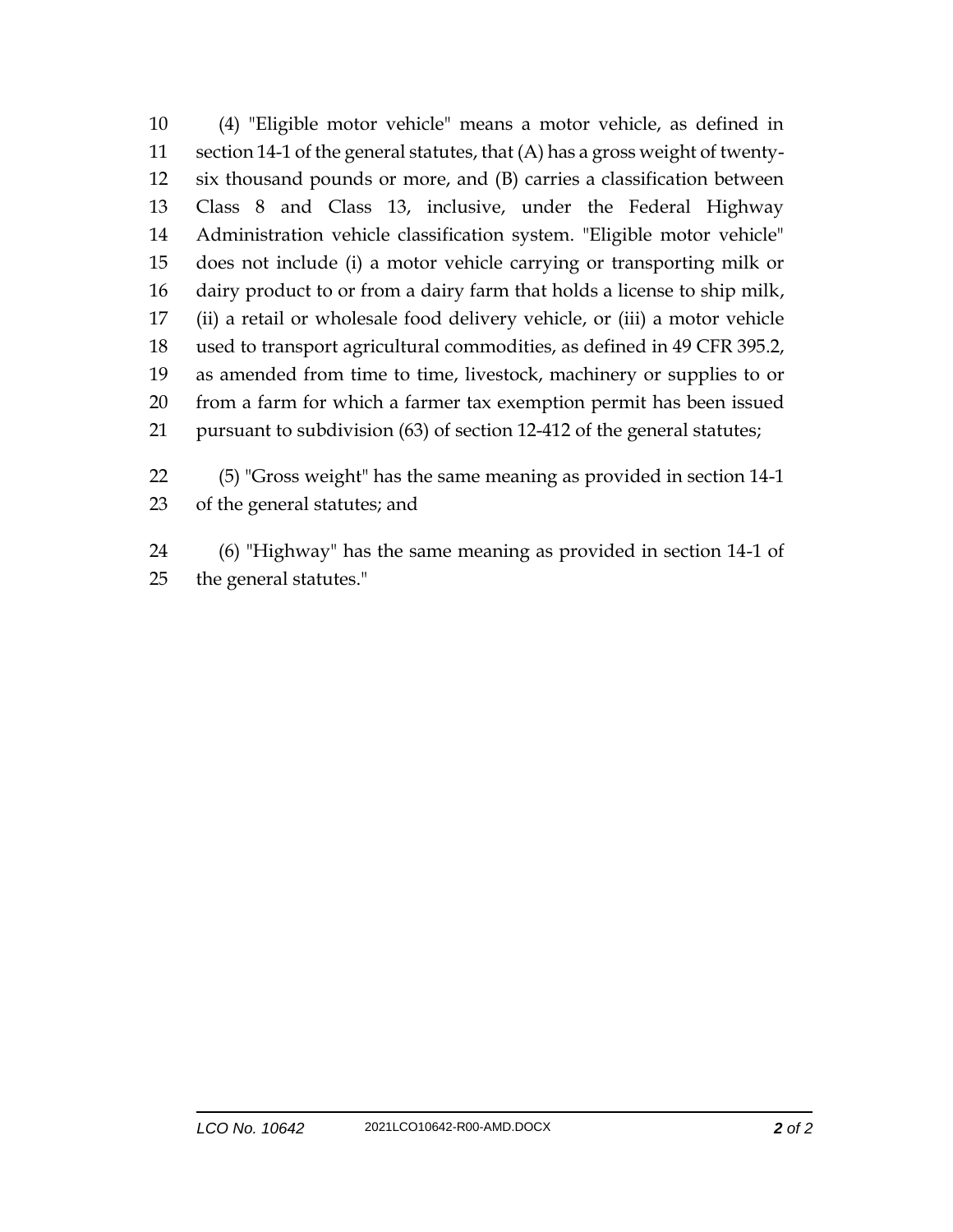(4) "Eligible motor vehicle" means a motor vehicle, as defined in section 14-1 of the general statutes, that (A) has a gross weight of twenty-six thousand pounds or more, and (B) carries a classification between Class 8 and Class 13, inclusive, under the Federal Highway Administration vehicle classification system. "Eligible motor vehicle" does not include (i) a motor vehicle carrying or transporting milk or dairy product to or from a dairy farm that holds a license to ship milk, (ii) a retail or wholesale food delivery vehicle, or (iii) a motor vehicle used to transport agricultural commodities, as defined in 49 CFR 395.2, as amended from time to time, livestock, machinery or supplies to or from a farm for which a farmer tax exemption permit has been issued pursuant to subdivision (63) of section 12-412 of the general statutes;

(5) "Gross weight" has the same meaning as provided in section 14-1 of the general statutes; and

(6) "Highway" has the same meaning as provided in section 14-1 of the general statutes."